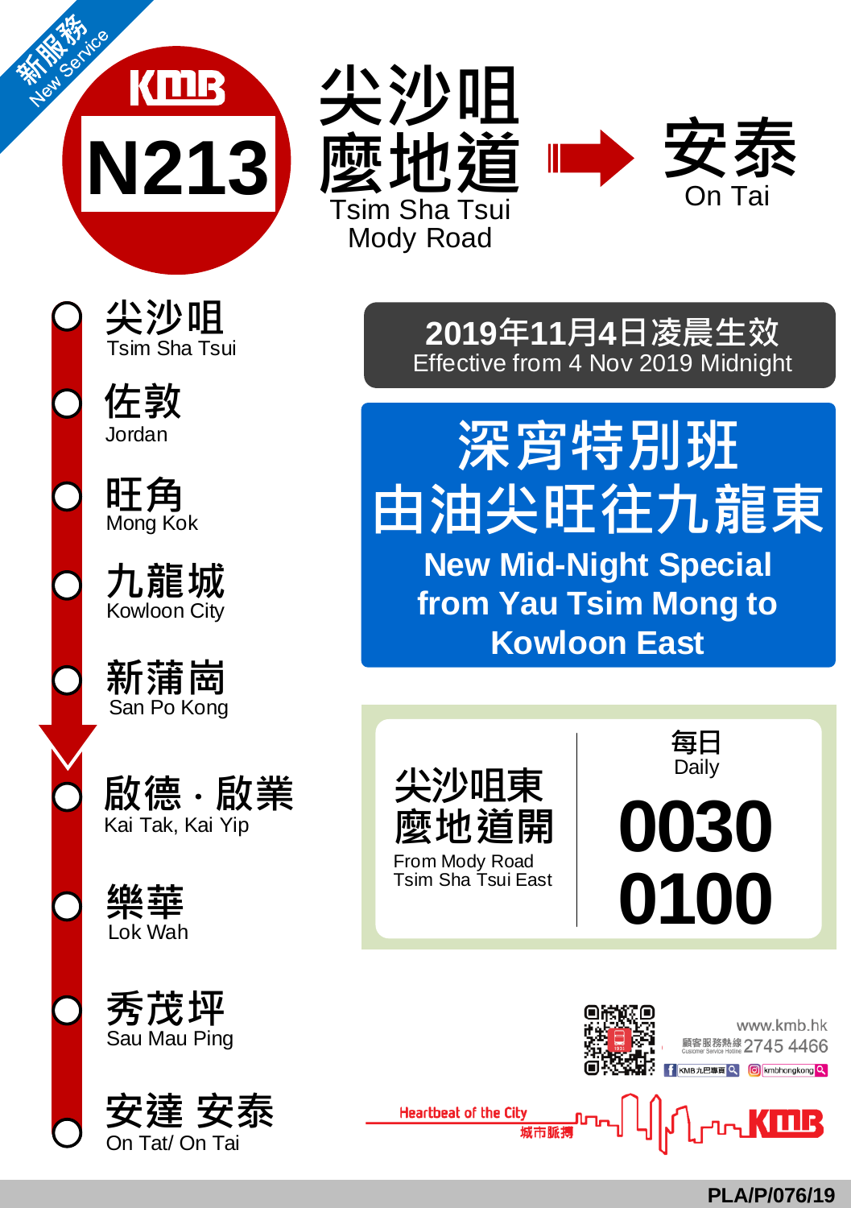新服務 New Service

# KMB N213

# 尖沙咀麼地道 Tsim Sha Tsui Mody Road → 安泰 On Tai

- 尖沙咀 Tsim Sha Tsui
- 佐敦 Jordan
- 旺角 Mong Kok
- 九龍城 Kowloon City
- 新蒲崗 San Po Kong
- 啟德‧啟業 Kai Tak, Kai Yip
- 樂華 Lok Wah
- 秀茂坪 Sau Mau Ping
- 安達 安泰 On Tat/ On Tai

**2019年11月4日凌晨生效**
Effective from 4 Nov 2019 Midnight

## 深宵特別班
## 由油尖旺往九龍東

**New Mid-Night Special from Yau Tsim Mong to Kowloon East**

| 尖沙咀東麼地道開 From Mody Road Tsim Sha Tsui East | 每日 Daily |
| --- | --- |
| | 0030 |
| | 0100 |

www.kmb.hk
顧客服務熱線 Customer Service Hotline 2745 4466
KMB九巴專頁 kmbhongkong

Heartbeat of the City 城市脈搏 KMB

PLA/P/076/19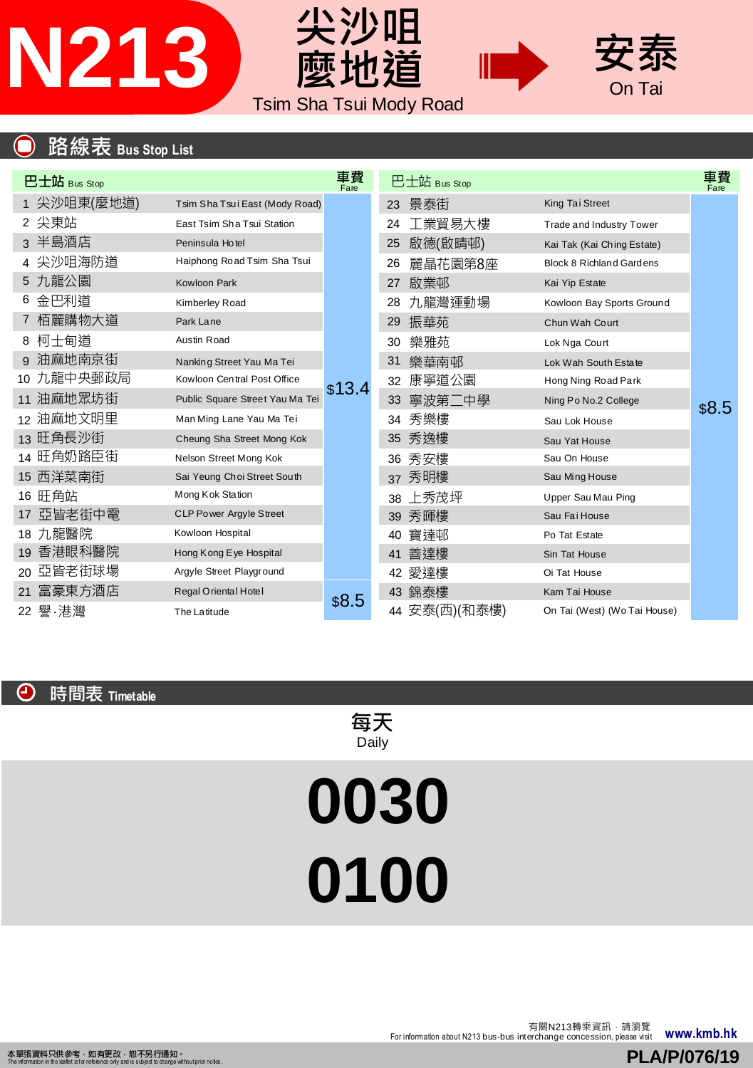# N213 尖沙咀麼地道 Tsim Sha Tsui Mody Road → 安泰 On Tai

## 路線表 Bus Stop List

| 巴士站 Bus Stop | | 車費 Fare |
|---|---|---|
| 1 尖沙咀東(麼地道) | Tsim Sha Tsui East (Mody Road) | $13.4 |
| 2 尖東站 | East Tsim Sha Tsui Station | |
| 3 半島酒店 | Peninsula Hotel | |
| 4 尖沙咀海防道 | Haiphong Road Tsim Sha Tsui | |
| 5 九龍公園 | Kowloon Park | |
| 6 金巴利道 | Kimberley Road | |
| 7 栢麗購物大道 | Park Lane | |
| 8 柯士甸道 | Austin Road | |
| 9 油麻地南京街 | Nanking Street Yau Ma Tei | |
| 10 九龍中央郵政局 | Kowloon Central Post Office | |
| 11 油麻地眾坊街 | Public Square Street Yau Ma Tei | |
| 12 油麻地文明里 | Man Ming Lane Yau Ma Tei | |
| 13 旺角長沙街 | Cheung Sha Street Mong Kok | |
| 14 旺角奶路臣街 | Nelson Street Mong Kok | |
| 15 西洋菜南街 | Sai Yeung Choi Street South | |
| 16 旺角站 | Mong Kok Station | |
| 17 亞皆老街中電 | CLP Power Argyle Street | |
| 18 九龍醫院 | Kowloon Hospital | |
| 19 香港眼科醫院 | Hong Kong Eye Hospital | |
| 20 亞皆老街球場 | Argyle Street Playground | |
| 21 富豪東方酒店 | Regal Oriental Hotel | $8.5 |
| 22 譽·港灣 | The Latitude | |
| 23 景泰街 | King Tai Street | $8.5 |
| 24 工業貿易大樓 | Trade and Industry Tower | |
| 25 啟德(啟晴邨) | Kai Tak (Kai Ching Estate) | |
| 26 麗晶花園第8座 | Block 8 Richland Gardens | |
| 27 啟業邨 | Kai Yip Estate | |
| 28 九龍灣運動場 | Kowloon Bay Sports Ground | |
| 29 振華苑 | Chun Wah Court | |
| 30 樂雅苑 | Lok Nga Court | |
| 31 樂華南邨 | Lok Wah South Estate | |
| 32 康寧道公園 | Hong Ning Road Park | |
| 33 寧波第二中學 | Ning Po No.2 College | |
| 34 秀樂樓 | Sau Lok House | |
| 35 秀逸樓 | Sau Yat House | |
| 36 秀安樓 | Sau On House | |
| 37 秀明樓 | Sau Ming House | |
| 38 上秀茂坪 | Upper Sau Mau Ping | |
| 39 秀暉樓 | Sau Fai House | |
| 40 寶達邨 | Po Tat Estate | |
| 41 善達樓 | Sin Tat House | |
| 42 愛達樓 | Oi Tat House | |
| 43 錦泰樓 | Kam Tai House | |
| 44 安泰(西)(和泰樓) | On Tai (West) (Wo Tai House) | |

## 時間表 Timetable

**每天**
Daily

**0030**

**0100**

有關N213轉乘資訊，請瀏覽
For information about N213 bus-bus interchange concession, please visit **www.kmb.hk**

**本單張資料只供參考，如有更改，恕不另行通知。**
The information in the leaflet is for reference only and is subject to change without prior notice.

**PLA/P/076/19**